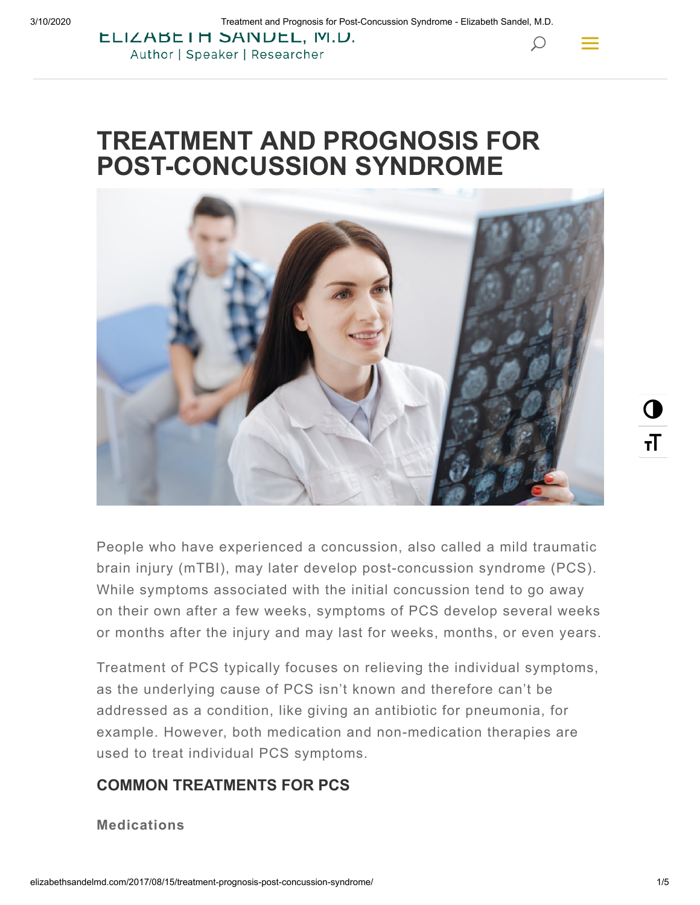# TREATMENT AND PROGNOSIS FOR POST-CONCUSSION SYNDROME

People who have experienced a concussion, also called a mild traumatic brain injury (mTBI), may later develop post-concussion syndrome (PCS). While symptoms associated with the initial concussion tend to go away on their own after a few weeks, symptoms of PCS develop several weeks or months after the injury and may last for weeks, months, or even years.

Treatment of PCS typically focuses on relieving the individual symptoms, as the underlying cause of PCS isn't known and therefore can't be addressed as a condition, like giving an antibiotic for pneumonia, for example. However, both medication and non-medication therapies are used to treat individual PCS symptoms.

## COMMON TREATMENTS FOR PCS

### Medications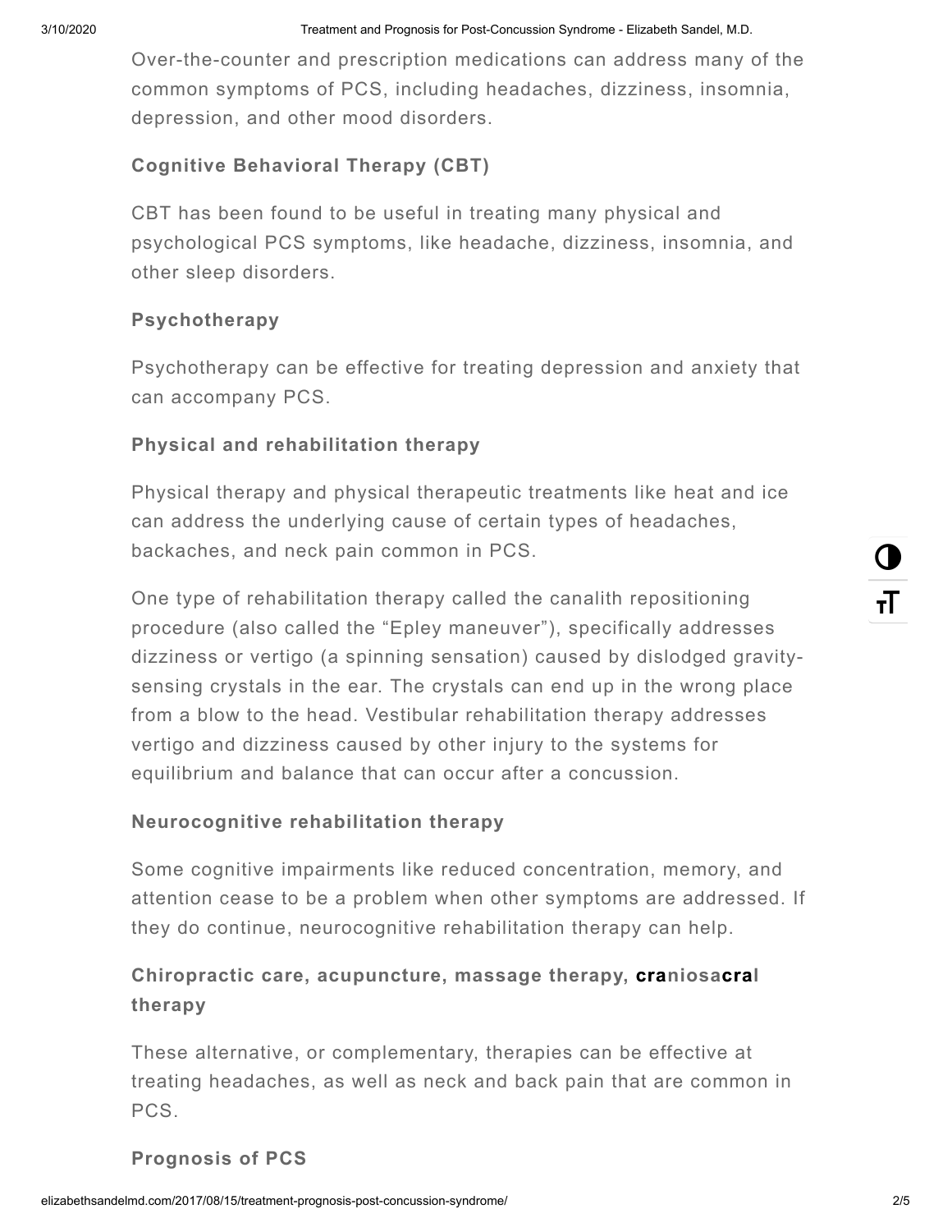Over-the-counter and prescription medications can address many of the common symptoms of PCS, including headaches, dizziness, insomnia, depression, and other mood disorders.

### Cognitive Behavioral Therapy (CBT)

CBT has been found to be useful in treating many physical and psychological PCS symptoms, like headache, dizziness, insomnia, and other sleep disorders.

### Psychotherapy

Psychotherapy can be effective for treating depression and anxiety that can accompany PCS.

### Physical and rehabilitation therapy

Physical therapy and physical therapeutic treatments like heat and ice can address the underlying cause of certain types of headaches, backaches, and neck pain common in PCS.

One type of rehabilitation therapy called the canalith repositioning procedure (also called the "Epley maneuver"), specifically addresses dizziness or vertigo (a spinning sensation) caused by dislodged gravity-sensing crystals in the ear. The crystals can end up in the wrong place from a blow to the head. Vestibular rehabilitation therapy addresses vertigo and dizziness caused by other injury to the systems for equilibrium and balance that can occur after a concussion.

### Neurocognitive rehabilitation therapy

Some cognitive impairments like reduced concentration, memory, and attention cease to be a problem when other symptoms are addressed. If they do continue, neurocognitive rehabilitation therapy can help.

### Chiropractic care, acupuncture, massage therapy, craniosacral therapy

These alternative, or complementary, therapies can be effective at treating headaches, as well as neck and back pain that are common in PCS.

### Prognosis of PCS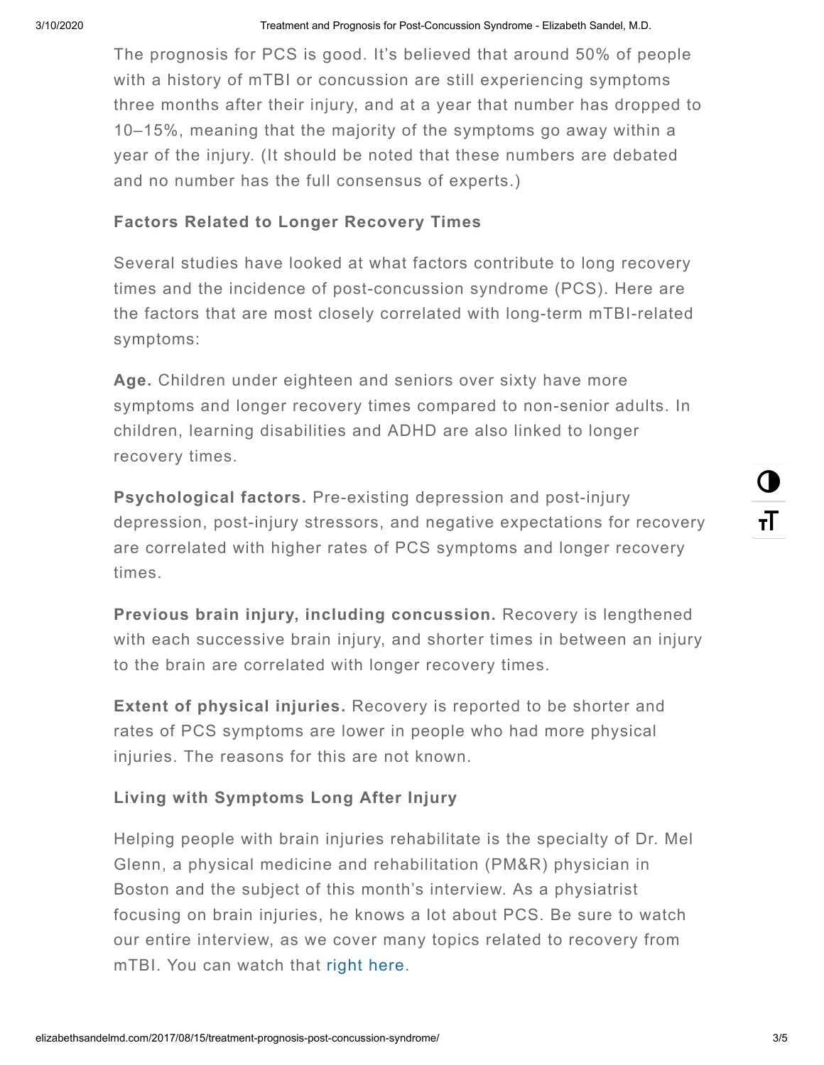The prognosis for PCS is good. It's believed that around 50% of people with a history of mTBI or concussion are still experiencing symptoms three months after their injury, and at a year that number has dropped to 10–15%, meaning that the majority of the symptoms go away within a year of the injury. (It should be noted that these numbers are debated and no number has the full consensus of experts.)

### Factors Related to Longer Recovery Times

Several studies have looked at what factors contribute to long recovery times and the incidence of post-concussion syndrome (PCS). Here are the factors that are most closely correlated with long-term mTBI-related symptoms:

**Age.** Children under eighteen and seniors over sixty have more symptoms and longer recovery times compared to non-senior adults. In children, learning disabilities and ADHD are also linked to longer recovery times.

**Psychological factors.** Pre-existing depression and post-injury depression, post-injury stressors, and negative expectations for recovery are correlated with higher rates of PCS symptoms and longer recovery times.

**Previous brain injury, including concussion.** Recovery is lengthened with each successive brain injury, and shorter times in between an injury to the brain are correlated with longer recovery times.

**Extent of physical injuries.** Recovery is reported to be shorter and rates of PCS symptoms are lower in people who had more physical injuries. The reasons for this are not known.

### Living with Symptoms Long After Injury

Helping people with brain injuries rehabilitate is the specialty of Dr. Mel Glenn, a physical medicine and rehabilitation (PM&R) physician in Boston and the subject of this month's interview. As a physiatrist focusing on brain injuries, he knows a lot about PCS. Be sure to watch our entire interview, as we cover many topics related to recovery from mTBI. You can watch that right here.